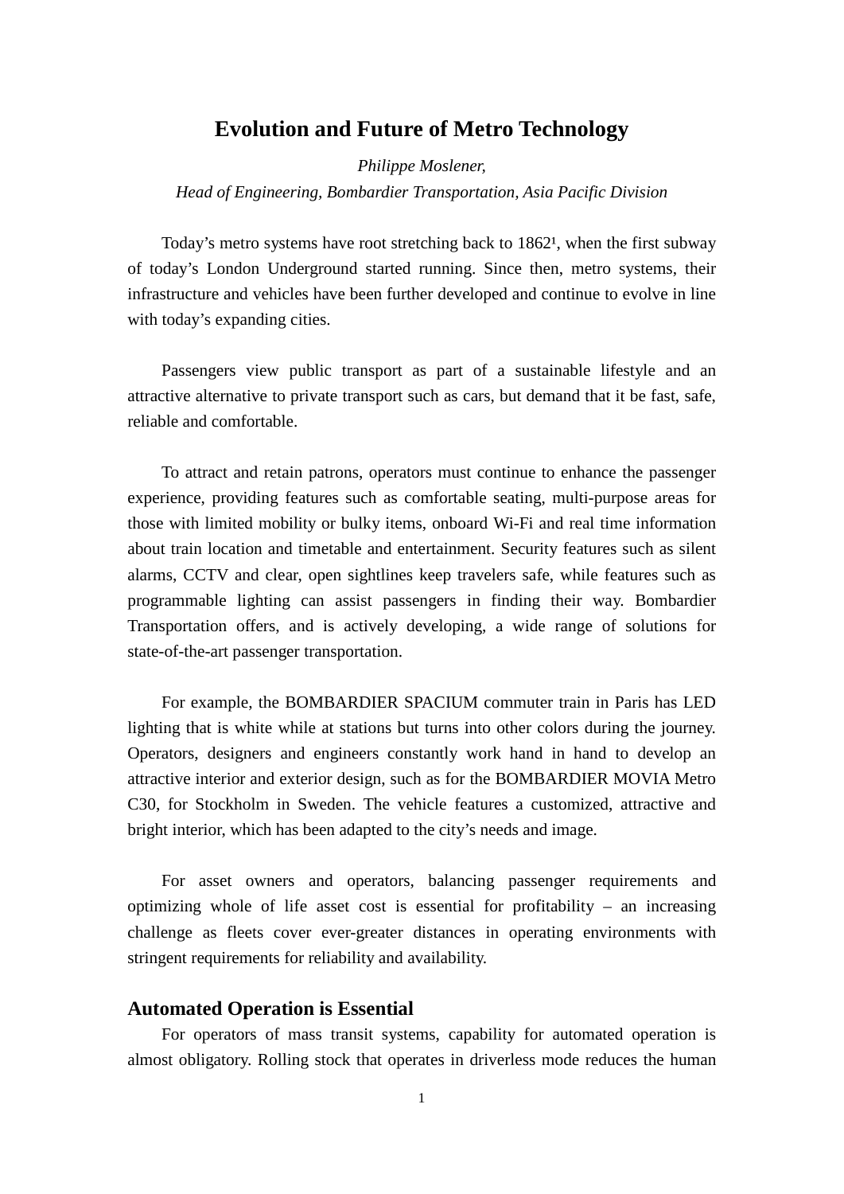# Evolution and Future of Metro Technology

*Philippe Moslener,*

*Head of Engineering, Bombardier Transportation, Asia Pacific Division*

Today's metro systems have root stretching back to 1862[1], when the first subway of today's London Underground started running. Since then, metro systems, their infrastructure and vehicles have been further developed and continue to evolve in line with today's expanding cities.

Passengers view public transport as part of a sustainable lifestyle and an attractive alternative to private transport such as cars, but demand that it be fast, safe, reliable and comfortable.

To attract and retain patrons, operators must continue to enhance the passenger experience, providing features such as comfortable seating, multi-purpose areas for those with limited mobility or bulky items, onboard Wi-Fi and real time information about train location and timetable and entertainment. Security features such as silent alarms, CCTV and clear, open sightlines keep travelers safe, while features such as programmable lighting can assist passengers in finding their way. Bombardier Transportation offers, and is actively developing, a wide range of solutions for state-of-the-art passenger transportation.

For example, the BOMBARDIER SPACIUM commuter train in Paris has LED lighting that is white while at stations but turns into other colors during the journey. Operators, designers and engineers constantly work hand in hand to develop an attractive interior and exterior design, such as for the BOMBARDIER MOVIA Metro C30, for Stockholm in Sweden. The vehicle features a customized, attractive and bright interior, which has been adapted to the city's needs and image.

For asset owners and operators, balancing passenger requirements and optimizing whole of life asset cost is essential for profitability – an increasing challenge as fleets cover ever-greater distances in operating environments with stringent requirements for reliability and availability.

## Automated Operation is Essential

For operators of mass transit systems, capability for automated operation is almost obligatory. Rolling stock that operates in driverless mode reduces the human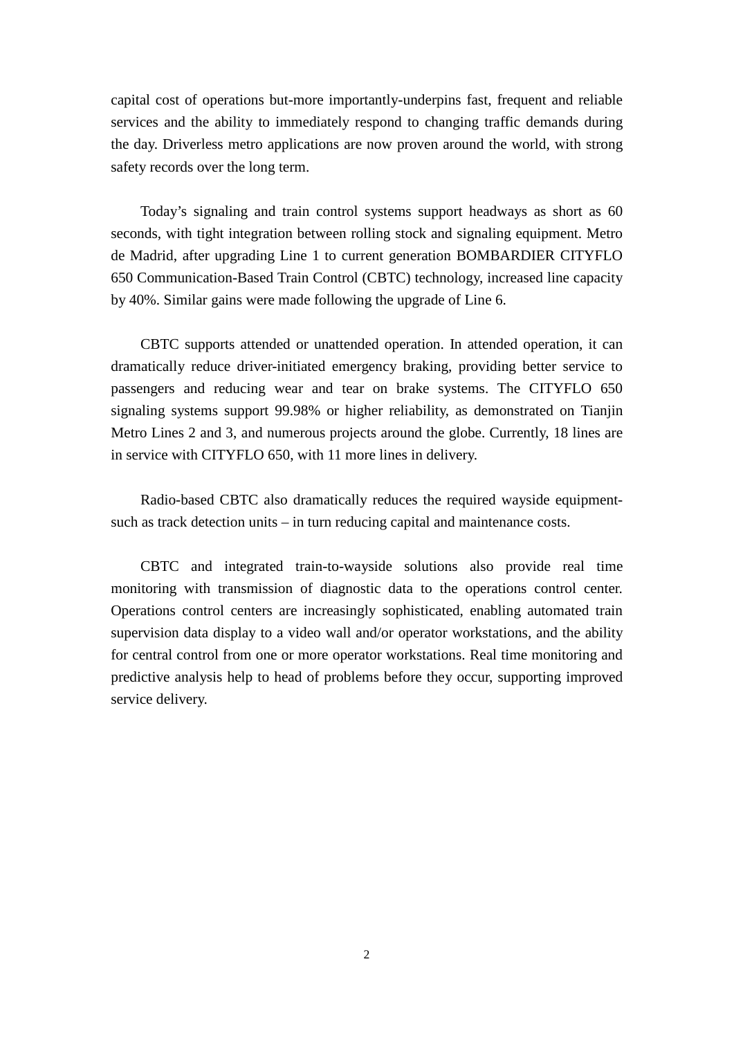capital cost of operations but-more importantly-underpins fast, frequent and reliable services and the ability to immediately respond to changing traffic demands during the day. Driverless metro applications are now proven around the world, with strong safety records over the long term.

Today's signaling and train control systems support headways as short as 60 seconds, with tight integration between rolling stock and signaling equipment. Metro de Madrid, after upgrading Line 1 to current generation BOMBARDIER CITYFLO 650 Communication-Based Train Control (CBTC) technology, increased line capacity by 40%. Similar gains were made following the upgrade of Line 6.

CBTC supports attended or unattended operation. In attended operation, it can dramatically reduce driver-initiated emergency braking, providing better service to passengers and reducing wear and tear on brake systems. The CITYFLO 650 signaling systems support 99.98% or higher reliability, as demonstrated on Tianjin Metro Lines 2 and 3, and numerous projects around the globe. Currently, 18 lines are in service with CITYFLO 650, with 11 more lines in delivery.

Radio-based CBTC also dramatically reduces the required wayside equipment-such as track detection units – in turn reducing capital and maintenance costs.

CBTC and integrated train-to-wayside solutions also provide real time monitoring with transmission of diagnostic data to the operations control center. Operations control centers are increasingly sophisticated, enabling automated train supervision data display to a video wall and/or operator workstations, and the ability for central control from one or more operator workstations. Real time monitoring and predictive analysis help to head of problems before they occur, supporting improved service delivery.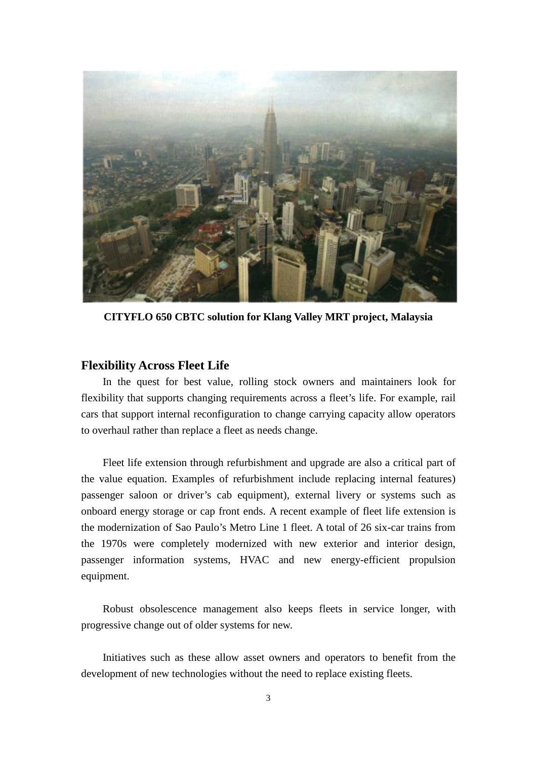**CITYFLO 650 CBTC solution for Klang Valley MRT project, Malaysia**

## Flexibility Across Fleet Life

In the quest for best value, rolling stock owners and maintainers look for flexibility that supports changing requirements across a fleet's life. For example, rail cars that support internal reconfiguration to change carrying capacity allow operators to overhaul rather than replace a fleet as needs change.

Fleet life extension through refurbishment and upgrade are also a critical part of the value equation. Examples of refurbishment include replacing internal features) passenger saloon or driver's cab equipment), external livery or systems such as onboard energy storage or cap front ends. A recent example of fleet life extension is the modernization of Sao Paulo's Metro Line 1 fleet. A total of 26 six-car trains from the 1970s were completely modernized with new exterior and interior design, passenger information systems, HVAC and new energy-efficient propulsion equipment.

Robust obsolescence management also keeps fleets in service longer, with progressive change out of older systems for new.

Initiatives such as these allow asset owners and operators to benefit from the development of new technologies without the need to replace existing fleets.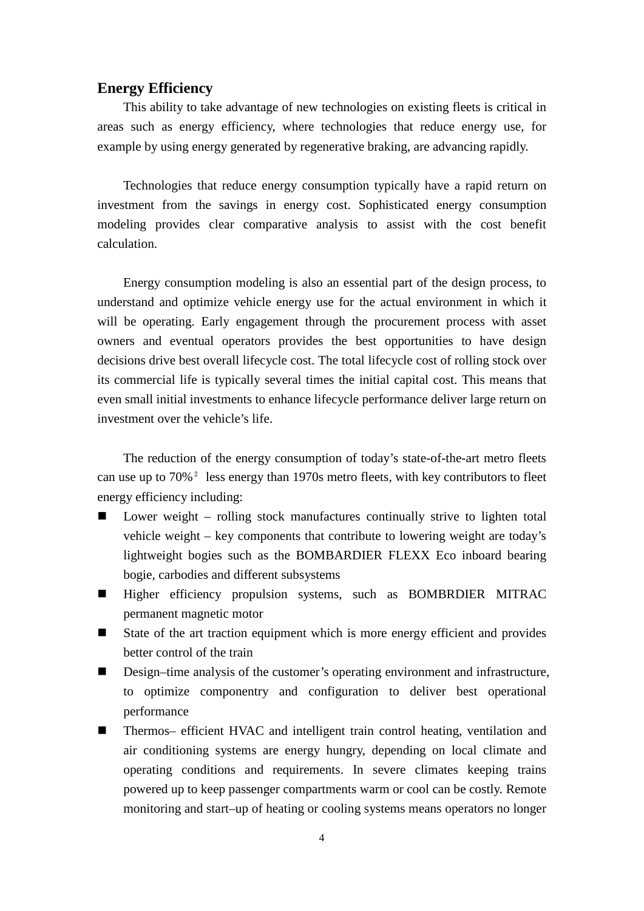## Energy Efficiency

This ability to take advantage of new technologies on existing fleets is critical in areas such as energy efficiency, where technologies that reduce energy use, for example by using energy generated by regenerative braking, are advancing rapidly.

Technologies that reduce energy consumption typically have a rapid return on investment from the savings in energy cost. Sophisticated energy consumption modeling provides clear comparative analysis to assist with the cost benefit calculation.

Energy consumption modeling is also an essential part of the design process, to understand and optimize vehicle energy use for the actual environment in which it will be operating. Early engagement through the procurement process with asset owners and eventual operators provides the best opportunities to have design decisions drive best overall lifecycle cost. The total lifecycle cost of rolling stock over its commercial life is typically several times the initial capital cost. This means that even small initial investments to enhance lifecycle performance deliver large return on investment over the vehicle's life.

The reduction of the energy consumption of today's state-of-the-art metro fleets can use up to 70%[2] less energy than 1970s metro fleets, with key contributors to fleet energy efficiency including:

- Lower weight – rolling stock manufactures continually strive to lighten total vehicle weight – key components that contribute to lowering weight are today's lightweight bogies such as the BOMBARDIER FLEXX Eco inboard bearing bogie, carbodies and different subsystems
- Higher efficiency propulsion systems, such as BOMBRDIER MITRAC permanent magnetic motor
- State of the art traction equipment which is more energy efficient and provides better control of the train
- Design–time analysis of the customer's operating environment and infrastructure, to optimize componentry and configuration to deliver best operational performance
- Thermos– efficient HVAC and intelligent train control heating, ventilation and air conditioning systems are energy hungry, depending on local climate and operating conditions and requirements. In severe climates keeping trains powered up to keep passenger compartments warm or cool can be costly. Remote monitoring and start–up of heating or cooling systems means operators no longer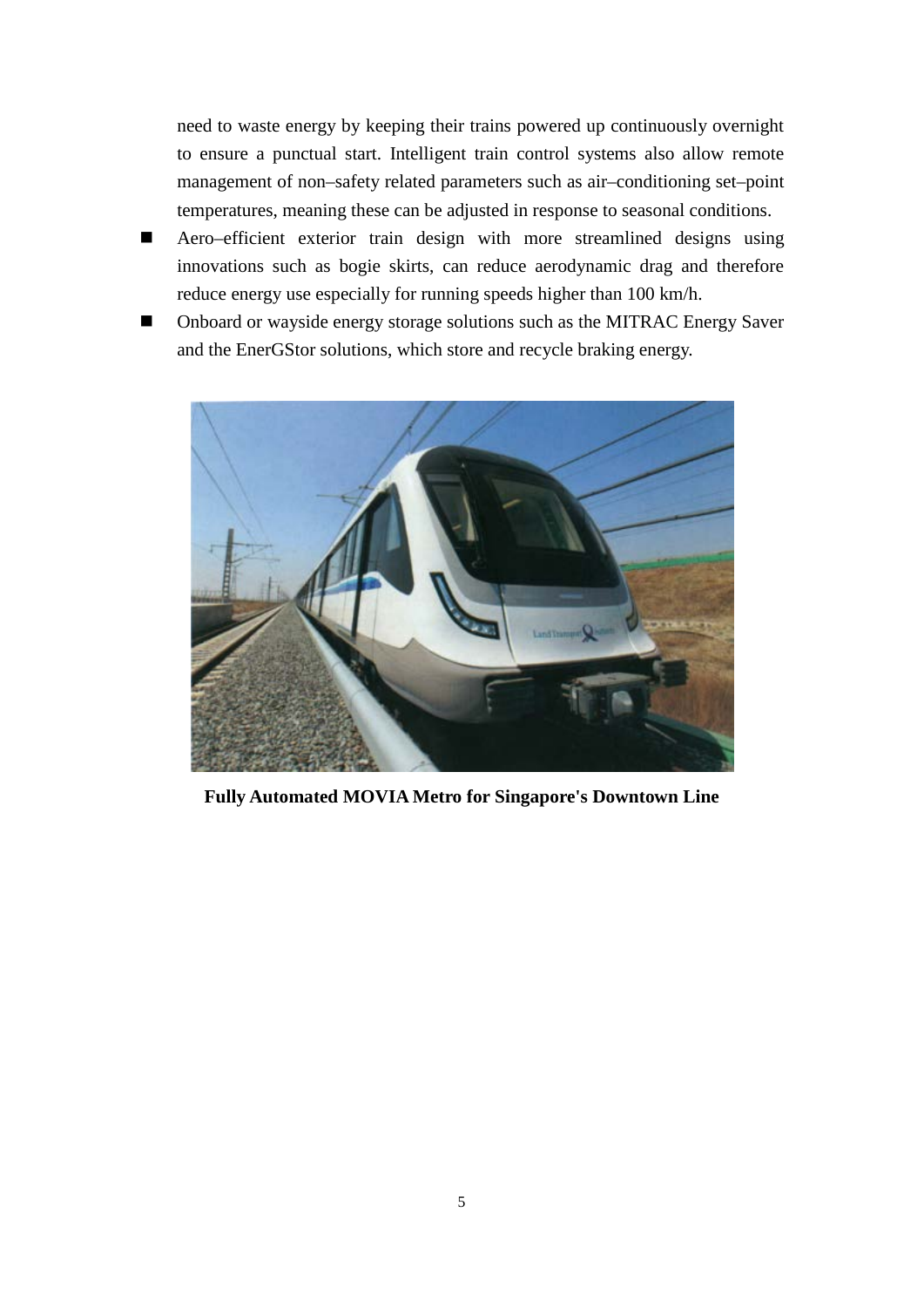need to waste energy by keeping their trains powered up continuously overnight to ensure a punctual start. Intelligent train control systems also allow remote management of non–safety related parameters such as air–conditioning set–point temperatures, meaning these can be adjusted in response to seasonal conditions.

- Aero–efficient exterior train design with more streamlined designs using innovations such as bogie skirts, can reduce aerodynamic drag and therefore reduce energy use especially for running speeds higher than 100 km/h.
- Onboard or wayside energy storage solutions such as the MITRAC Energy Saver and the EnerGStor solutions, which store and recycle braking energy.

**Fully Automated MOVIA Metro for Singapore's Downtown Line**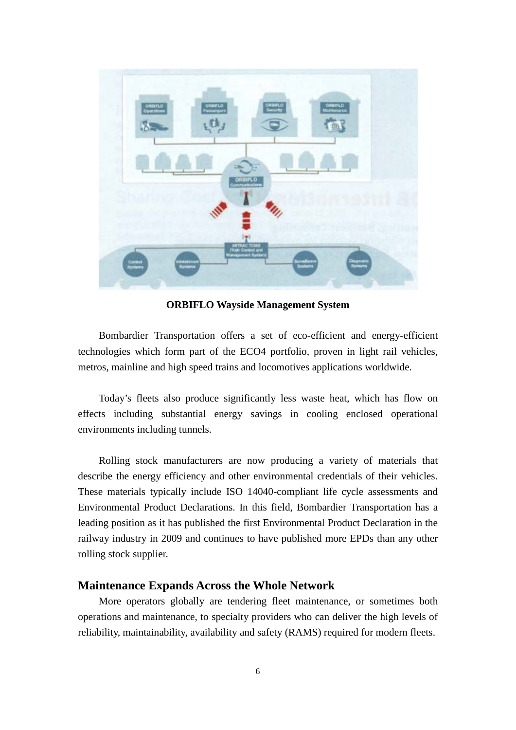**ORBIFLO Wayside Management System**

Bombardier Transportation offers a set of eco-efficient and energy-efficient technologies which form part of the ECO4 portfolio, proven in light rail vehicles, metros, mainline and high speed trains and locomotives applications worldwide.

Today's fleets also produce significantly less waste heat, which has flow on effects including substantial energy savings in cooling enclosed operational environments including tunnels.

Rolling stock manufacturers are now producing a variety of materials that describe the energy efficiency and other environmental credentials of their vehicles. These materials typically include ISO 14040-compliant life cycle assessments and Environmental Product Declarations. In this field, Bombardier Transportation has a leading position as it has published the first Environmental Product Declaration in the railway industry in 2009 and continues to have published more EPDs than any other rolling stock supplier.

## Maintenance Expands Across the Whole Network

More operators globally are tendering fleet maintenance, or sometimes both operations and maintenance, to specialty providers who can deliver the high levels of reliability, maintainability, availability and safety (RAMS) required for modern fleets.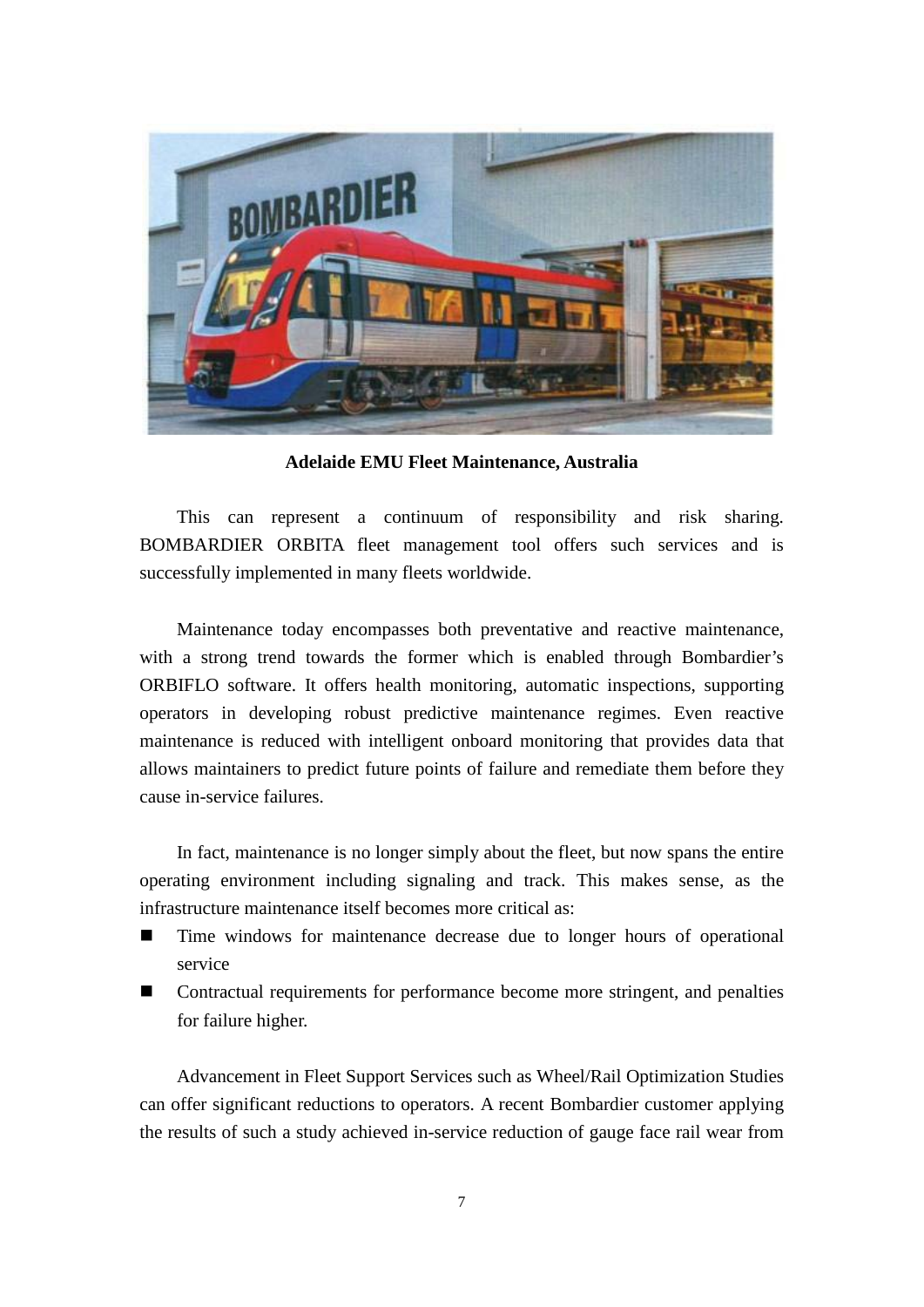**Adelaide EMU Fleet Maintenance, Australia**

This can represent a continuum of responsibility and risk sharing. BOMBARDIER ORBITA fleet management tool offers such services and is successfully implemented in many fleets worldwide.

Maintenance today encompasses both preventative and reactive maintenance, with a strong trend towards the former which is enabled through Bombardier's ORBIFLO software. It offers health monitoring, automatic inspections, supporting operators in developing robust predictive maintenance regimes. Even reactive maintenance is reduced with intelligent onboard monitoring that provides data that allows maintainers to predict future points of failure and remediate them before they cause in-service failures.

In fact, maintenance is no longer simply about the fleet, but now spans the entire operating environment including signaling and track. This makes sense, as the infrastructure maintenance itself becomes more critical as:

- Time windows for maintenance decrease due to longer hours of operational service
- Contractual requirements for performance become more stringent, and penalties for failure higher.

Advancement in Fleet Support Services such as Wheel/Rail Optimization Studies can offer significant reductions to operators. A recent Bombardier customer applying the results of such a study achieved in-service reduction of gauge face rail wear from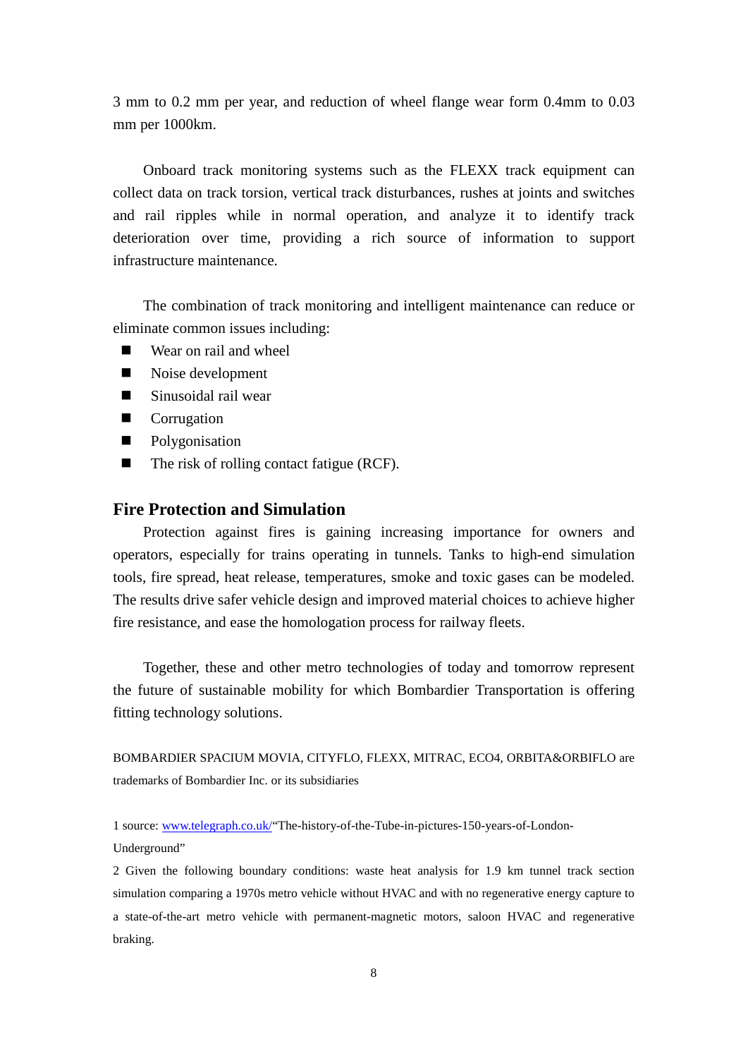3 mm to 0.2 mm per year, and reduction of wheel flange wear form 0.4mm to 0.03 mm per 1000km.

Onboard track monitoring systems such as the FLEXX track equipment can collect data on track torsion, vertical track disturbances, rushes at joints and switches and rail ripples while in normal operation, and analyze it to identify track deterioration over time, providing a rich source of information to support infrastructure maintenance.

The combination of track monitoring and intelligent maintenance can reduce or eliminate common issues including:

- Wear on rail and wheel
- Noise development
- Sinusoidal rail wear
- Corrugation
- Polygonisation
- The risk of rolling contact fatigue (RCF).

## Fire Protection and Simulation

Protection against fires is gaining increasing importance for owners and operators, especially for trains operating in tunnels. Tanks to high-end simulation tools, fire spread, heat release, temperatures, smoke and toxic gases can be modeled. The results drive safer vehicle design and improved material choices to achieve higher fire resistance, and ease the homologation process for railway fleets.

Together, these and other metro technologies of today and tomorrow represent the future of sustainable mobility for which Bombardier Transportation is offering fitting technology solutions.

BOMBARDIER SPACIUM MOVIA, CITYFLO, FLEXX, MITRAC, ECO4, ORBITA&ORBIFLO are trademarks of Bombardier Inc. or its subsidiaries

1 source: www.telegraph.co.uk/"The-history-of-the-Tube-in-pictures-150-years-of-London-Underground"

2 Given the following boundary conditions: waste heat analysis for 1.9 km tunnel track section simulation comparing a 1970s metro vehicle without HVAC and with no regenerative energy capture to a state-of-the-art metro vehicle with permanent-magnetic motors, saloon HVAC and regenerative braking.